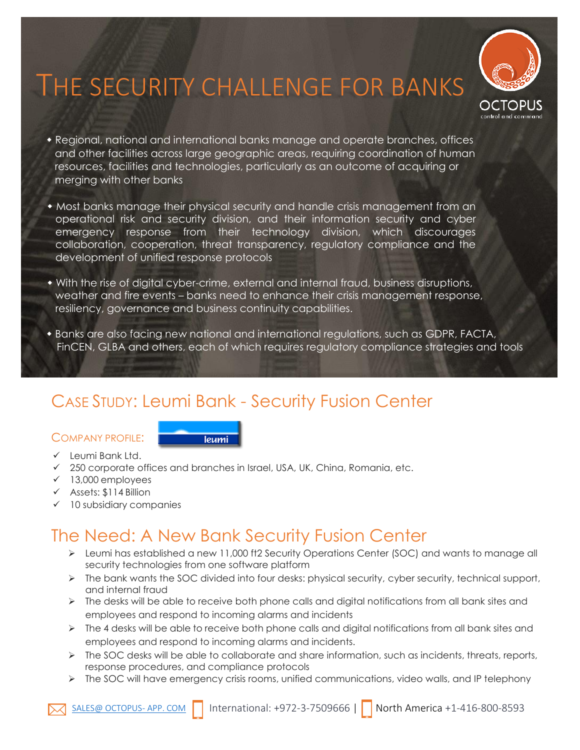# THE SECURITY CHALLENGE FOR BANKS

OCTOPUS
control and command

- Regional, national and international banks manage and operate branches, offices and other facilities across large geographic areas, requiring coordination of human resources, facilities and technologies, particularly as an outcome of acquiring or merging with other banks
- Most banks manage their physical security and handle crisis management from an operational risk and security division, and their information security and cyber emergency response from their technology division, which discourages collaboration, cooperation, threat transparency, regulatory compliance and the development of unified response protocols
- With the rise of digital cyber-crime, external and internal fraud, business disruptions, weather and fire events – banks need to enhance their crisis management response, resiliency, governance and business continuity capabilities.
- Banks are also facing new national and international regulations, such as GDPR, FACTA, FinCEN, GLBA and others, each of which requires regulatory compliance strategies and tools

## CASE STUDY: Leumi Bank - Security Fusion Center

### COMPANY PROFILE:

leumi

- ✓ Leumi Bank Ltd.
- ✓ 250 corporate offices and branches in Israel, USA, UK, China, Romania, etc.
- ✓ 13,000 employees
- ✓ Assets: $114 Billion
- ✓ 10 subsidiary companies

## The Need: A New Bank Security Fusion Center

- Leumi has established a new 11,000 ft2 Security Operations Center (SOC) and wants to manage all security technologies from one software platform
- The bank wants the SOC divided into four desks: physical security, cyber security, technical support, and internal fraud
- The desks will be able to receive both phone calls and digital notifications from all bank sites and employees and respond to incoming alarms and incidents
- The 4 desks will be able to receive both phone calls and digital notifications from all bank sites and employees and respond to incoming alarms and incidents.
- The SOC desks will be able to collaborate and share information, such as incidents, threats, reports, response procedures, and compliance protocols
- The SOC will have emergency crisis rooms, unified communications, video walls, and IP telephony

SALES@ OCTOPUS- APP. COM | International: +972-3-7509666 | North America +1-416-800-8593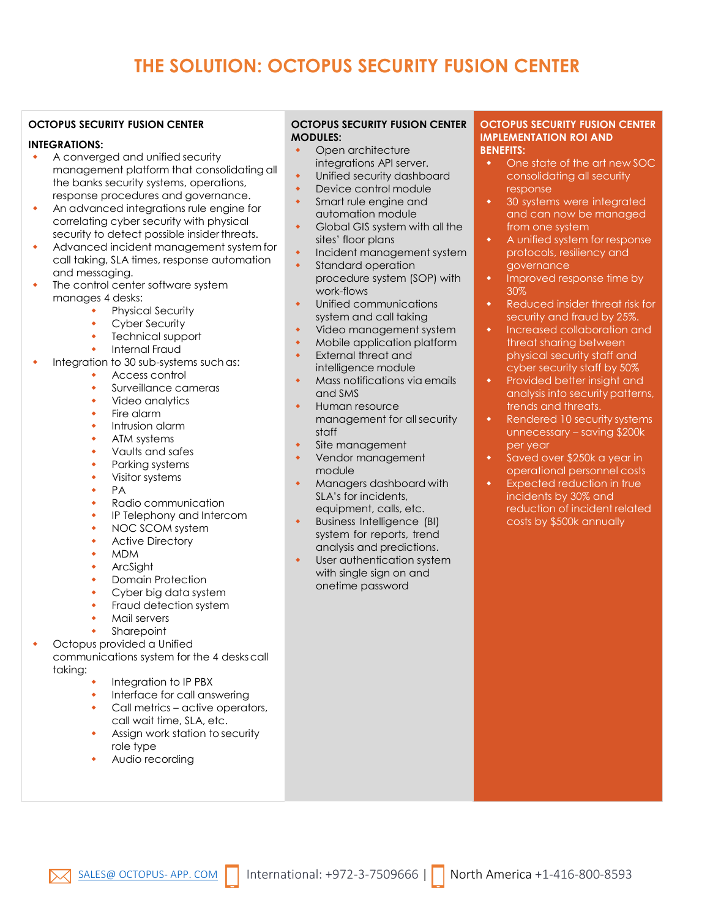# THE SOLUTION: OCTOPUS SECURITY FUSION CENTER

## OCTOPUS SECURITY FUSION CENTER

**INTEGRATIONS:**

- A converged and unified security management platform that consolidating all the banks security systems, operations, response procedures and governance.
- An advanced integrations rule engine for correlating cyber security with physical security to detect possible insider threats.
- Advanced incident management system for call taking, SLA times, response automation and messaging.
- The control center software system manages 4 desks:
  - Physical Security
  - Cyber Security
  - Technical support
  - Internal Fraud
- Integration to 30 sub-systems such as:
  - Access control
  - Surveillance cameras
  - Video analytics
  - Fire alarm
  - Intrusion alarm
  - ATM systems
  - Vaults and safes
  - Parking systems
  - Visitor systems
  - PA
  - Radio communication
  - IP Telephony and Intercom
  - NOC SCOM system
  - Active Directory
  - MDM
  - ArcSight
  - Domain Protection
  - Cyber big data system
  - Fraud detection system
  - Mail servers
  - Sharepoint
- Octopus provided a Unified communications system for the 4 desks call taking:
  - Integration to IP PBX
  - Interface for call answering
  - Call metrics – active operators, call wait time, SLA, etc.
  - Assign work station to security role type
  - Audio recording

## OCTOPUS SECURITY FUSION CENTER MODULES:

- Open architecture integrations API server.
- Unified security dashboard
- Device control module
- Smart rule engine and automation module
- Global GIS system with all the sites' floor plans
- Incident management system
- Standard operation procedure system (SOP) with work-flows
- Unified communications system and call taking
- Video management system
- Mobile application platform
- External threat and intelligence module
- Mass notifications via emails and SMS
- Human resource management for all security staff
- Site management
- Vendor management module
- Managers dashboard with SLA's for incidents, equipment, calls, etc.
- Business Intelligence (BI) system for reports, trend analysis and predictions.
- User authentication system with single sign on and onetime password

## OCTOPUS SECURITY FUSION CENTER IMPLEMENTATION ROI AND BENEFITS:

- One state of the art new SOC consolidating all security response
- 30 systems were integrated and can now be managed from one system
- A unified system for response protocols, resiliency and governance
- Improved response time by 30%
- Reduced insider threat risk for security and fraud by 25%.
- Increased collaboration and threat sharing between physical security staff and cyber security staff by 50%
- Provided better insight and analysis into security patterns, trends and threats.
- Rendered 10 security systems unnecessary – saving $200k per year
- Saved over $250k a year in operational personnel costs
- Expected reduction in true incidents by 30% and reduction of incident related costs by $500k annually

SALES@ OCTOPUS- APP. COM | International: +972-3-7509666 | North America +1-416-800-8593